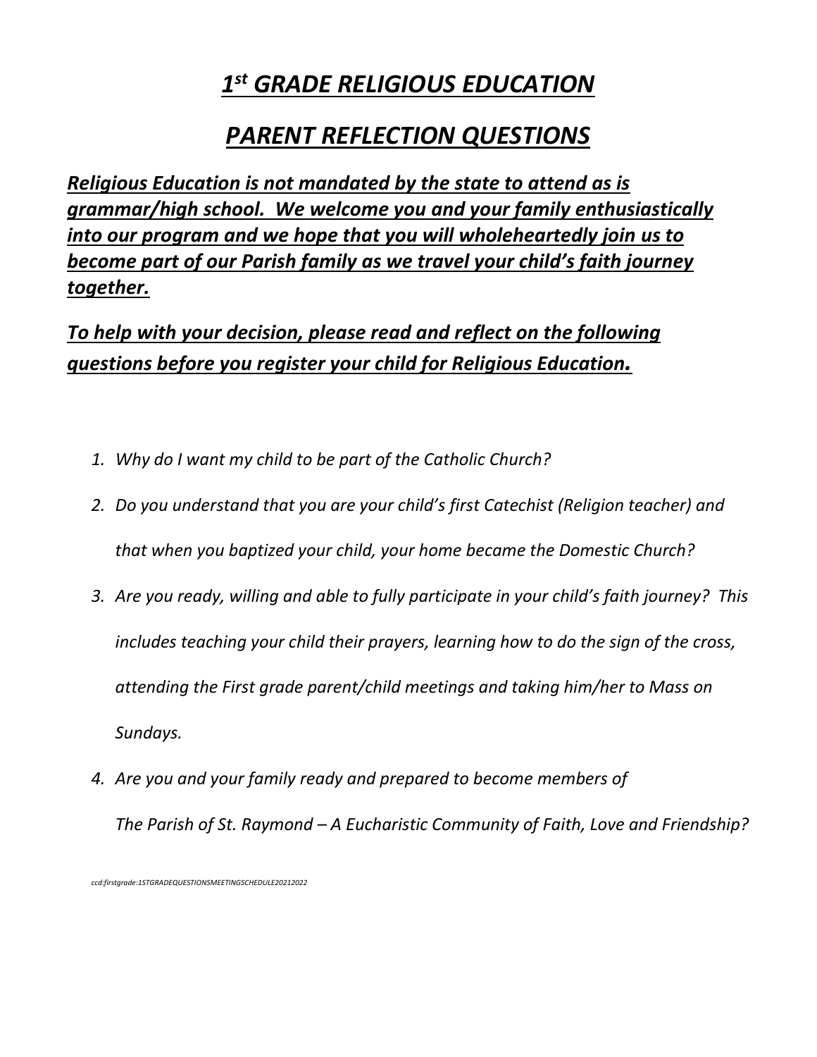# *1st GRADE RELIGIOUS EDUCATION*

# *PARENT REFLECTION QUESTIONS*

***Religious Education is not mandated by the state to attend as is grammar/high school. We welcome you and your family enthusiastically into our program and we hope that you will wholeheartedly join us to become part of our Parish family as we travel your child's faith journey together.***

***To help with your decision, please read and reflect on the following questions before you register your child for Religious Education.***

1. *Why do I want my child to be part of the Catholic Church?*
2. *Do you understand that you are your child's first Catechist (Religion teacher) and that when you baptized your child, your home became the Domestic Church?*
3. *Are you ready, willing and able to fully participate in your child's faith journey? This includes teaching your child their prayers, learning how to do the sign of the cross, attending the First grade parent/child meetings and taking him/her to Mass on Sundays.*
4. *Are you and your family ready and prepared to become members of The Parish of St. Raymond – A Eucharistic Community of Faith, Love and Friendship?*

*ccd:firstgrade:1STGRADEQUESTIONSMEETINGSCHEDULE20212022*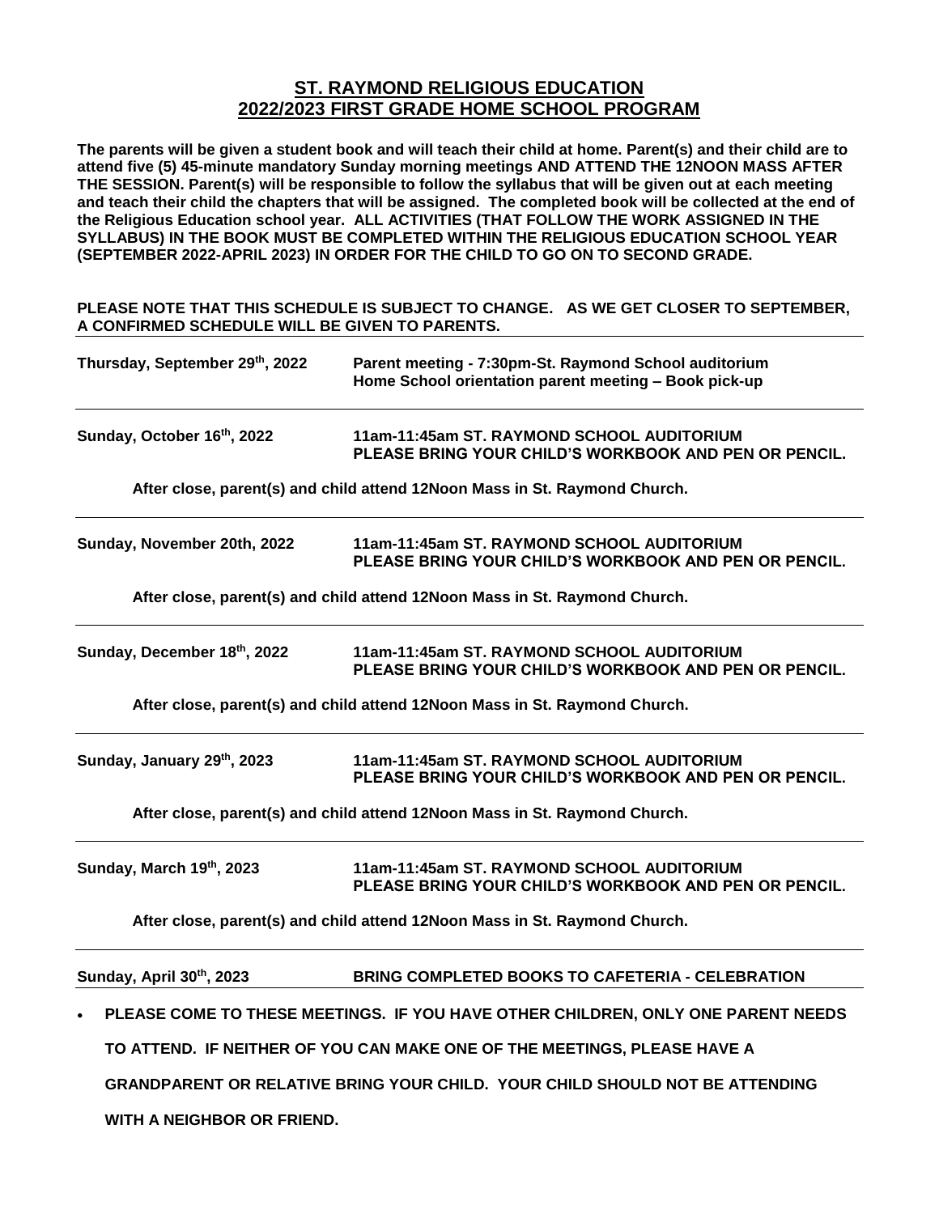# ST. RAYMOND RELIGIOUS EDUCATION
# 2022/2023 FIRST GRADE HOME SCHOOL PROGRAM

**The parents will be given a student book and will teach their child at home. Parent(s) and their child are to attend five (5) 45-minute mandatory Sunday morning meetings AND ATTEND THE 12NOON MASS AFTER THE SESSION. Parent(s) will be responsible to follow the syllabus that will be given out at each meeting and teach their child the chapters that will be assigned. The completed book will be collected at the end of the Religious Education school year. ALL ACTIVITIES (THAT FOLLOW THE WORK ASSIGNED IN THE SYLLABUS) IN THE BOOK MUST BE COMPLETED WITHIN THE RELIGIOUS EDUCATION SCHOOL YEAR (SEPTEMBER 2022-APRIL 2023) IN ORDER FOR THE CHILD TO GO ON TO SECOND GRADE.**

**PLEASE NOTE THAT THIS SCHEDULE IS SUBJECT TO CHANGE. AS WE GET CLOSER TO SEPTEMBER, A CONFIRMED SCHEDULE WILL BE GIVEN TO PARENTS.**

---

**Thursday, September 29th, 2022** — **Parent meeting - 7:30pm-St. Raymond School auditorium**
**Home School orientation parent meeting – Book pick-up**

---

**Sunday, October 16th, 2022** — **11am-11:45am ST. RAYMOND SCHOOL AUDITORIUM**
**PLEASE BRING YOUR CHILD'S WORKBOOK AND PEN OR PENCIL.**

**After close, parent(s) and child attend 12Noon Mass in St. Raymond Church.**

---

**Sunday, November 20th, 2022** — **11am-11:45am ST. RAYMOND SCHOOL AUDITORIUM**
**PLEASE BRING YOUR CHILD'S WORKBOOK AND PEN OR PENCIL.**

**After close, parent(s) and child attend 12Noon Mass in St. Raymond Church.**

---

**Sunday, December 18th, 2022** — **11am-11:45am ST. RAYMOND SCHOOL AUDITORIUM**
**PLEASE BRING YOUR CHILD'S WORKBOOK AND PEN OR PENCIL.**

**After close, parent(s) and child attend 12Noon Mass in St. Raymond Church.**

---

**Sunday, January 29th, 2023** — **11am-11:45am ST. RAYMOND SCHOOL AUDITORIUM**
**PLEASE BRING YOUR CHILD'S WORKBOOK AND PEN OR PENCIL.**

**After close, parent(s) and child attend 12Noon Mass in St. Raymond Church.**

---

**Sunday, March 19th, 2023** — **11am-11:45am ST. RAYMOND SCHOOL AUDITORIUM**
**PLEASE BRING YOUR CHILD'S WORKBOOK AND PEN OR PENCIL.**

**After close, parent(s) and child attend 12Noon Mass in St. Raymond Church.**

---

**Sunday, April 30th, 2023** — **BRING COMPLETED BOOKS TO CAFETERIA - CELEBRATION**

---

- **PLEASE COME TO THESE MEETINGS. IF YOU HAVE OTHER CHILDREN, ONLY ONE PARENT NEEDS TO ATTEND. IF NEITHER OF YOU CAN MAKE ONE OF THE MEETINGS, PLEASE HAVE A GRANDPARENT OR RELATIVE BRING YOUR CHILD. YOUR CHILD SHOULD NOT BE ATTENDING WITH A NEIGHBOR OR FRIEND.**